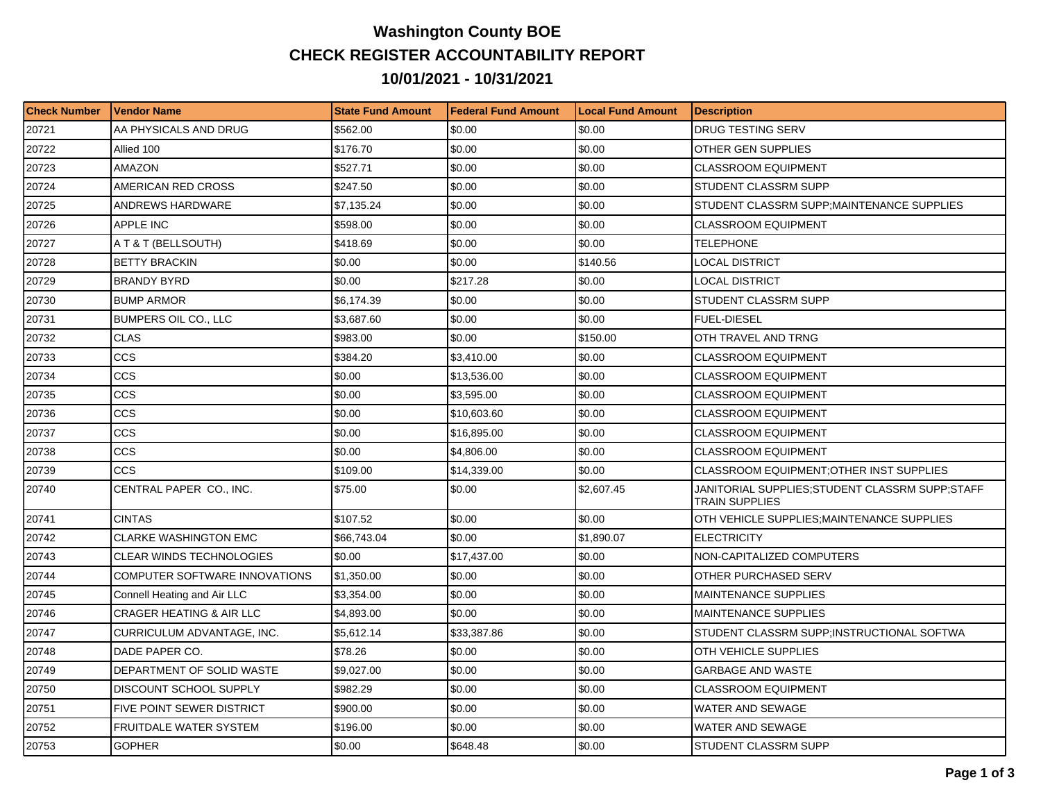# Washington County BOE

## CHECK REGISTER ACCOUNTABILITY REPORT

## 10/01/2021 - 10/31/2021

| Check Number | Vendor Name | State Fund Amount | Federal Fund Amount | Local Fund Amount | Description |
|---|---|---|---|---|---|
| 20721 | AA PHYSICALS AND DRUG | $562.00 | $0.00 | $0.00 | DRUG TESTING SERV |
| 20722 | Allied 100 | $176.70 | $0.00 | $0.00 | OTHER GEN SUPPLIES |
| 20723 | AMAZON | $527.71 | $0.00 | $0.00 | CLASSROOM EQUIPMENT |
| 20724 | AMERICAN RED CROSS | $247.50 | $0.00 | $0.00 | STUDENT CLASSRM SUPP |
| 20725 | ANDREWS HARDWARE | $7,135.24 | $0.00 | $0.00 | STUDENT CLASSRM SUPP;MAINTENANCE SUPPLIES |
| 20726 | APPLE INC | $598.00 | $0.00 | $0.00 | CLASSROOM EQUIPMENT |
| 20727 | A T & T (BELLSOUTH) | $418.69 | $0.00 | $0.00 | TELEPHONE |
| 20728 | BETTY BRACKIN | $0.00 | $0.00 | $140.56 | LOCAL DISTRICT |
| 20729 | BRANDY BYRD | $0.00 | $217.28 | $0.00 | LOCAL DISTRICT |
| 20730 | BUMP ARMOR | $6,174.39 | $0.00 | $0.00 | STUDENT CLASSRM SUPP |
| 20731 | BUMPERS OIL CO., LLC | $3,687.60 | $0.00 | $0.00 | FUEL-DIESEL |
| 20732 | CLAS | $983.00 | $0.00 | $150.00 | OTH TRAVEL AND TRNG |
| 20733 | CCS | $384.20 | $3,410.00 | $0.00 | CLASSROOM EQUIPMENT |
| 20734 | CCS | $0.00 | $13,536.00 | $0.00 | CLASSROOM EQUIPMENT |
| 20735 | CCS | $0.00 | $3,595.00 | $0.00 | CLASSROOM EQUIPMENT |
| 20736 | CCS | $0.00 | $10,603.60 | $0.00 | CLASSROOM EQUIPMENT |
| 20737 | CCS | $0.00 | $16,895.00 | $0.00 | CLASSROOM EQUIPMENT |
| 20738 | CCS | $0.00 | $4,806.00 | $0.00 | CLASSROOM EQUIPMENT |
| 20739 | CCS | $109.00 | $14,339.00 | $0.00 | CLASSROOM EQUIPMENT;OTHER INST SUPPLIES |
| 20740 | CENTRAL PAPER CO., INC. | $75.00 | $0.00 | $2,607.45 | JANITORIAL SUPPLIES;STUDENT CLASSRM SUPP;STAFF TRAIN SUPPLIES |
| 20741 | CINTAS | $107.52 | $0.00 | $0.00 | OTH VEHICLE SUPPLIES;MAINTENANCE SUPPLIES |
| 20742 | CLARKE WASHINGTON EMC | $66,743.04 | $0.00 | $1,890.07 | ELECTRICITY |
| 20743 | CLEAR WINDS TECHNOLOGIES | $0.00 | $17,437.00 | $0.00 | NON-CAPITALIZED COMPUTERS |
| 20744 | COMPUTER SOFTWARE INNOVATIONS | $1,350.00 | $0.00 | $0.00 | OTHER PURCHASED SERV |
| 20745 | Connell Heating and Air LLC | $3,354.00 | $0.00 | $0.00 | MAINTENANCE SUPPLIES |
| 20746 | CRAGER HEATING & AIR LLC | $4,893.00 | $0.00 | $0.00 | MAINTENANCE SUPPLIES |
| 20747 | CURRICULUM ADVANTAGE, INC. | $5,612.14 | $33,387.86 | $0.00 | STUDENT CLASSRM SUPP;INSTRUCTIONAL SOFTWA |
| 20748 | DADE PAPER CO. | $78.26 | $0.00 | $0.00 | OTH VEHICLE SUPPLIES |
| 20749 | DEPARTMENT OF SOLID WASTE | $9,027.00 | $0.00 | $0.00 | GARBAGE AND WASTE |
| 20750 | DISCOUNT SCHOOL SUPPLY | $982.29 | $0.00 | $0.00 | CLASSROOM EQUIPMENT |
| 20751 | FIVE POINT SEWER DISTRICT | $900.00 | $0.00 | $0.00 | WATER AND SEWAGE |
| 20752 | FRUITDALE WATER SYSTEM | $196.00 | $0.00 | $0.00 | WATER AND SEWAGE |
| 20753 | GOPHER | $0.00 | $648.48 | $0.00 | STUDENT CLASSRM SUPP |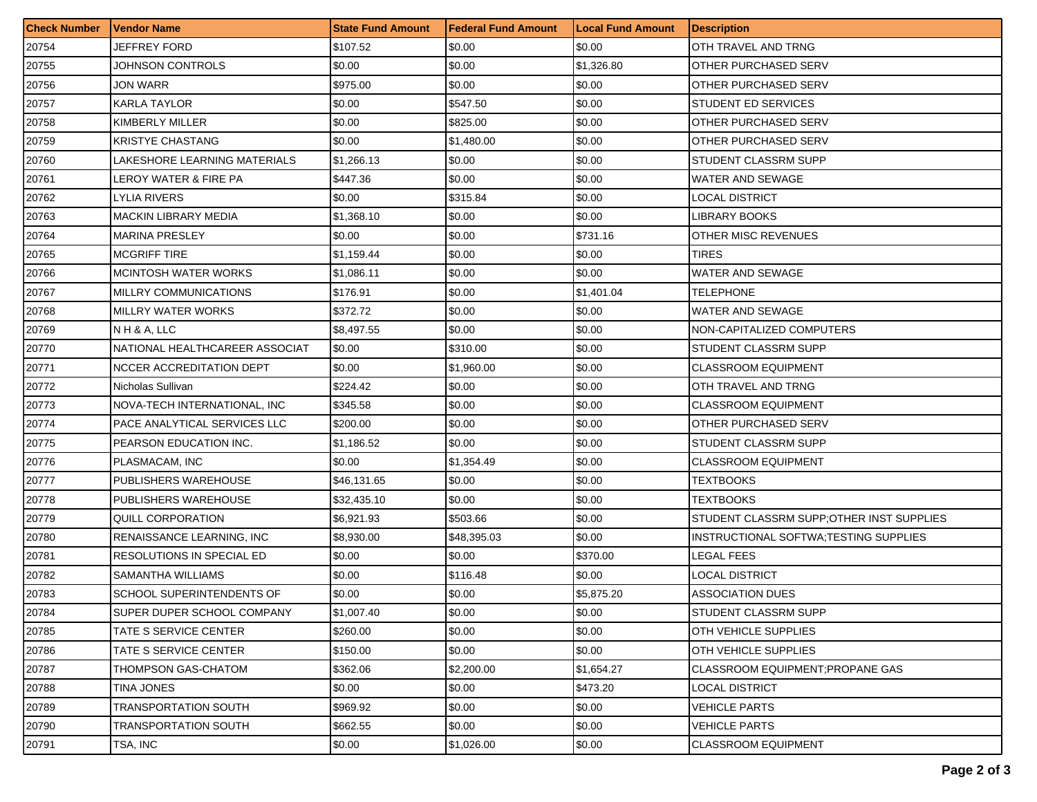| Check Number | Vendor Name | State Fund Amount | Federal Fund Amount | Local Fund Amount | Description |
| --- | --- | --- | --- | --- | --- |
| 20754 | JEFFREY FORD | $107.52 | $0.00 | $0.00 | OTH TRAVEL AND TRNG |
| 20755 | JOHNSON CONTROLS | $0.00 | $0.00 | $1,326.80 | OTHER PURCHASED SERV |
| 20756 | JON WARR | $975.00 | $0.00 | $0.00 | OTHER PURCHASED SERV |
| 20757 | KARLA TAYLOR | $0.00 | $547.50 | $0.00 | STUDENT ED SERVICES |
| 20758 | KIMBERLY MILLER | $0.00 | $825.00 | $0.00 | OTHER PURCHASED SERV |
| 20759 | KRISTYE CHASTANG | $0.00 | $1,480.00 | $0.00 | OTHER PURCHASED SERV |
| 20760 | LAKESHORE LEARNING MATERIALS | $1,266.13 | $0.00 | $0.00 | STUDENT CLASSRM SUPP |
| 20761 | LEROY WATER & FIRE PA | $447.36 | $0.00 | $0.00 | WATER AND SEWAGE |
| 20762 | LYLIA RIVERS | $0.00 | $315.84 | $0.00 | LOCAL DISTRICT |
| 20763 | MACKIN LIBRARY MEDIA | $1,368.10 | $0.00 | $0.00 | LIBRARY BOOKS |
| 20764 | MARINA PRESLEY | $0.00 | $0.00 | $731.16 | OTHER MISC REVENUES |
| 20765 | MCGRIFF TIRE | $1,159.44 | $0.00 | $0.00 | TIRES |
| 20766 | MCINTOSH WATER WORKS | $1,086.11 | $0.00 | $0.00 | WATER AND SEWAGE |
| 20767 | MILLRY COMMUNICATIONS | $176.91 | $0.00 | $1,401.04 | TELEPHONE |
| 20768 | MILLRY WATER WORKS | $372.72 | $0.00 | $0.00 | WATER AND SEWAGE |
| 20769 | N H & A, LLC | $8,497.55 | $0.00 | $0.00 | NON-CAPITALIZED COMPUTERS |
| 20770 | NATIONAL HEALTHCAREER ASSOCIAT | $0.00 | $310.00 | $0.00 | STUDENT CLASSRM SUPP |
| 20771 | NCCER ACCREDITATION DEPT | $0.00 | $1,960.00 | $0.00 | CLASSROOM EQUIPMENT |
| 20772 | Nicholas Sullivan | $224.42 | $0.00 | $0.00 | OTH TRAVEL AND TRNG |
| 20773 | NOVA-TECH INTERNATIONAL, INC | $345.58 | $0.00 | $0.00 | CLASSROOM EQUIPMENT |
| 20774 | PACE ANALYTICAL SERVICES LLC | $200.00 | $0.00 | $0.00 | OTHER PURCHASED SERV |
| 20775 | PEARSON EDUCATION INC. | $1,186.52 | $0.00 | $0.00 | STUDENT CLASSRM SUPP |
| 20776 | PLASMACAM, INC | $0.00 | $1,354.49 | $0.00 | CLASSROOM EQUIPMENT |
| 20777 | PUBLISHERS WAREHOUSE | $46,131.65 | $0.00 | $0.00 | TEXTBOOKS |
| 20778 | PUBLISHERS WAREHOUSE | $32,435.10 | $0.00 | $0.00 | TEXTBOOKS |
| 20779 | QUILL CORPORATION | $6,921.93 | $503.66 | $0.00 | STUDENT CLASSRM SUPP;OTHER INST SUPPLIES |
| 20780 | RENAISSANCE LEARNING, INC | $8,930.00 | $48,395.03 | $0.00 | INSTRUCTIONAL SOFTWA;TESTING SUPPLIES |
| 20781 | RESOLUTIONS IN SPECIAL ED | $0.00 | $0.00 | $370.00 | LEGAL FEES |
| 20782 | SAMANTHA WILLIAMS | $0.00 | $116.48 | $0.00 | LOCAL DISTRICT |
| 20783 | SCHOOL SUPERINTENDENTS OF | $0.00 | $0.00 | $5,875.20 | ASSOCIATION DUES |
| 20784 | SUPER DUPER SCHOOL COMPANY | $1,007.40 | $0.00 | $0.00 | STUDENT CLASSRM SUPP |
| 20785 | TATE S SERVICE CENTER | $260.00 | $0.00 | $0.00 | OTH VEHICLE SUPPLIES |
| 20786 | TATE S SERVICE CENTER | $150.00 | $0.00 | $0.00 | OTH VEHICLE SUPPLIES |
| 20787 | THOMPSON GAS-CHATOM | $362.06 | $2,200.00 | $1,654.27 | CLASSROOM EQUIPMENT;PROPANE GAS |
| 20788 | TINA JONES | $0.00 | $0.00 | $473.20 | LOCAL DISTRICT |
| 20789 | TRANSPORTATION SOUTH | $969.92 | $0.00 | $0.00 | VEHICLE PARTS |
| 20790 | TRANSPORTATION SOUTH | $662.55 | $0.00 | $0.00 | VEHICLE PARTS |
| 20791 | TSA, INC | $0.00 | $1,026.00 | $0.00 | CLASSROOM EQUIPMENT |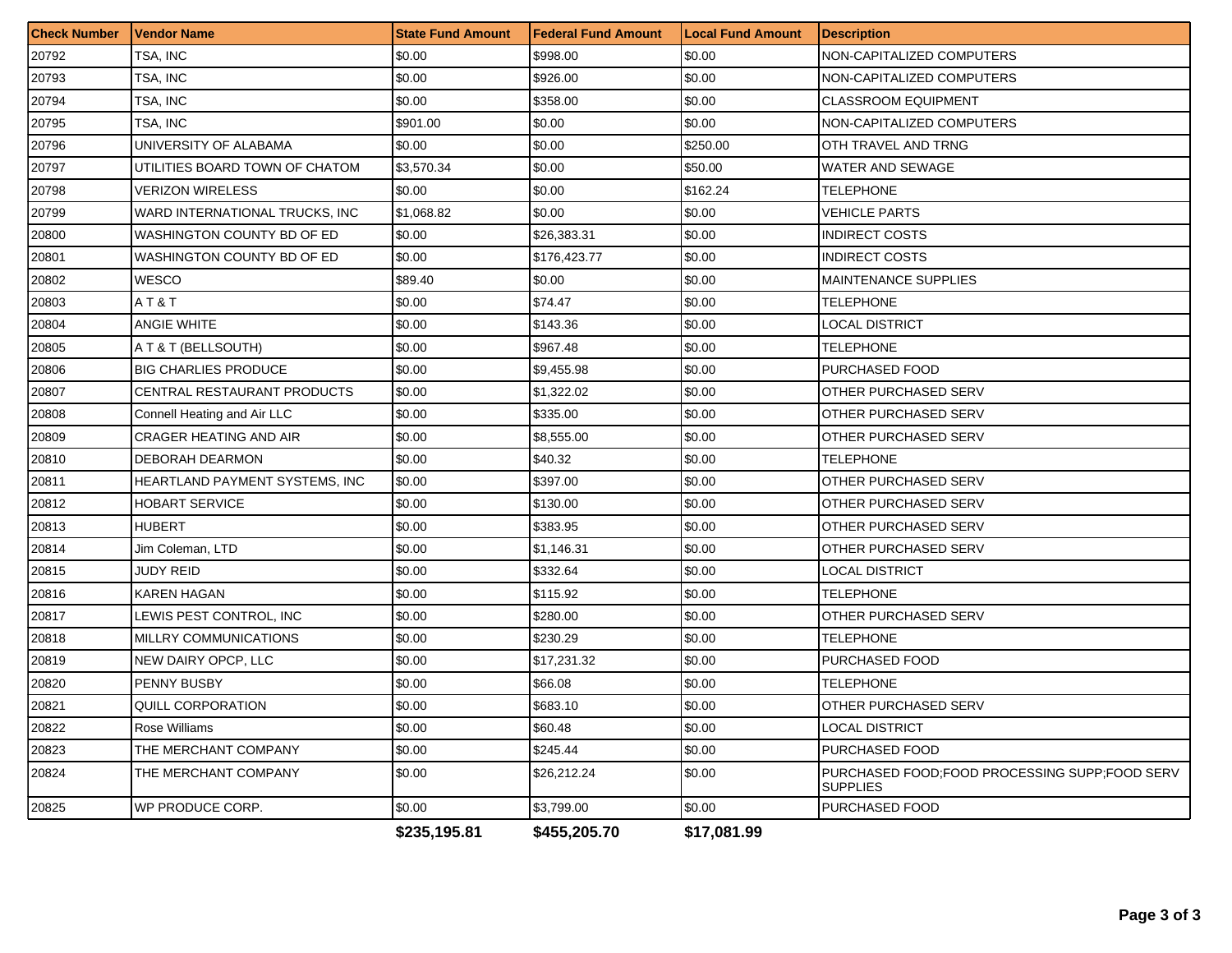| Check Number | Vendor Name | State Fund Amount | Federal Fund Amount | Local Fund Amount | Description |
|---|---|---|---|---|---|
| 20792 | TSA, INC | $0.00 | $998.00 | $0.00 | NON-CAPITALIZED COMPUTERS |
| 20793 | TSA, INC | $0.00 | $926.00 | $0.00 | NON-CAPITALIZED COMPUTERS |
| 20794 | TSA, INC | $0.00 | $358.00 | $0.00 | CLASSROOM EQUIPMENT |
| 20795 | TSA, INC | $901.00 | $0.00 | $0.00 | NON-CAPITALIZED COMPUTERS |
| 20796 | UNIVERSITY OF ALABAMA | $0.00 | $0.00 | $250.00 | OTH TRAVEL AND TRNG |
| 20797 | UTILITIES BOARD TOWN OF CHATOM | $3,570.34 | $0.00 | $50.00 | WATER AND SEWAGE |
| 20798 | VERIZON WIRELESS | $0.00 | $0.00 | $162.24 | TELEPHONE |
| 20799 | WARD INTERNATIONAL TRUCKS, INC | $1,068.82 | $0.00 | $0.00 | VEHICLE PARTS |
| 20800 | WASHINGTON COUNTY BD OF ED | $0.00 | $26,383.31 | $0.00 | INDIRECT COSTS |
| 20801 | WASHINGTON COUNTY BD OF ED | $0.00 | $176,423.77 | $0.00 | INDIRECT COSTS |
| 20802 | WESCO | $89.40 | $0.00 | $0.00 | MAINTENANCE SUPPLIES |
| 20803 | A T & T | $0.00 | $74.47 | $0.00 | TELEPHONE |
| 20804 | ANGIE WHITE | $0.00 | $143.36 | $0.00 | LOCAL DISTRICT |
| 20805 | A T & T (BELLSOUTH) | $0.00 | $967.48 | $0.00 | TELEPHONE |
| 20806 | BIG CHARLIES PRODUCE | $0.00 | $9,455.98 | $0.00 | PURCHASED FOOD |
| 20807 | CENTRAL RESTAURANT PRODUCTS | $0.00 | $1,322.02 | $0.00 | OTHER PURCHASED SERV |
| 20808 | Connell Heating and Air LLC | $0.00 | $335.00 | $0.00 | OTHER PURCHASED SERV |
| 20809 | CRAGER HEATING AND AIR | $0.00 | $8,555.00 | $0.00 | OTHER PURCHASED SERV |
| 20810 | DEBORAH DEARMON | $0.00 | $40.32 | $0.00 | TELEPHONE |
| 20811 | HEARTLAND PAYMENT SYSTEMS, INC | $0.00 | $397.00 | $0.00 | OTHER PURCHASED SERV |
| 20812 | HOBART SERVICE | $0.00 | $130.00 | $0.00 | OTHER PURCHASED SERV |
| 20813 | HUBERT | $0.00 | $383.95 | $0.00 | OTHER PURCHASED SERV |
| 20814 | Jim Coleman, LTD | $0.00 | $1,146.31 | $0.00 | OTHER PURCHASED SERV |
| 20815 | JUDY REID | $0.00 | $332.64 | $0.00 | LOCAL DISTRICT |
| 20816 | KAREN HAGAN | $0.00 | $115.92 | $0.00 | TELEPHONE |
| 20817 | LEWIS PEST CONTROL, INC | $0.00 | $280.00 | $0.00 | OTHER PURCHASED SERV |
| 20818 | MILLRY COMMUNICATIONS | $0.00 | $230.29 | $0.00 | TELEPHONE |
| 20819 | NEW DAIRY OPCP, LLC | $0.00 | $17,231.32 | $0.00 | PURCHASED FOOD |
| 20820 | PENNY BUSBY | $0.00 | $66.08 | $0.00 | TELEPHONE |
| 20821 | QUILL CORPORATION | $0.00 | $683.10 | $0.00 | OTHER PURCHASED SERV |
| 20822 | Rose Williams | $0.00 | $60.48 | $0.00 | LOCAL DISTRICT |
| 20823 | THE MERCHANT COMPANY | $0.00 | $245.44 | $0.00 | PURCHASED FOOD |
| 20824 | THE MERCHANT COMPANY | $0.00 | $26,212.24 | $0.00 | PURCHASED FOOD;FOOD PROCESSING SUPP;FOOD SERV SUPPLIES |
| 20825 | WP PRODUCE CORP. | $0.00 | $3,799.00 | $0.00 | PURCHASED FOOD |
| | | **$235,195.81** | **$455,205.70** | **$17,081.99** | |